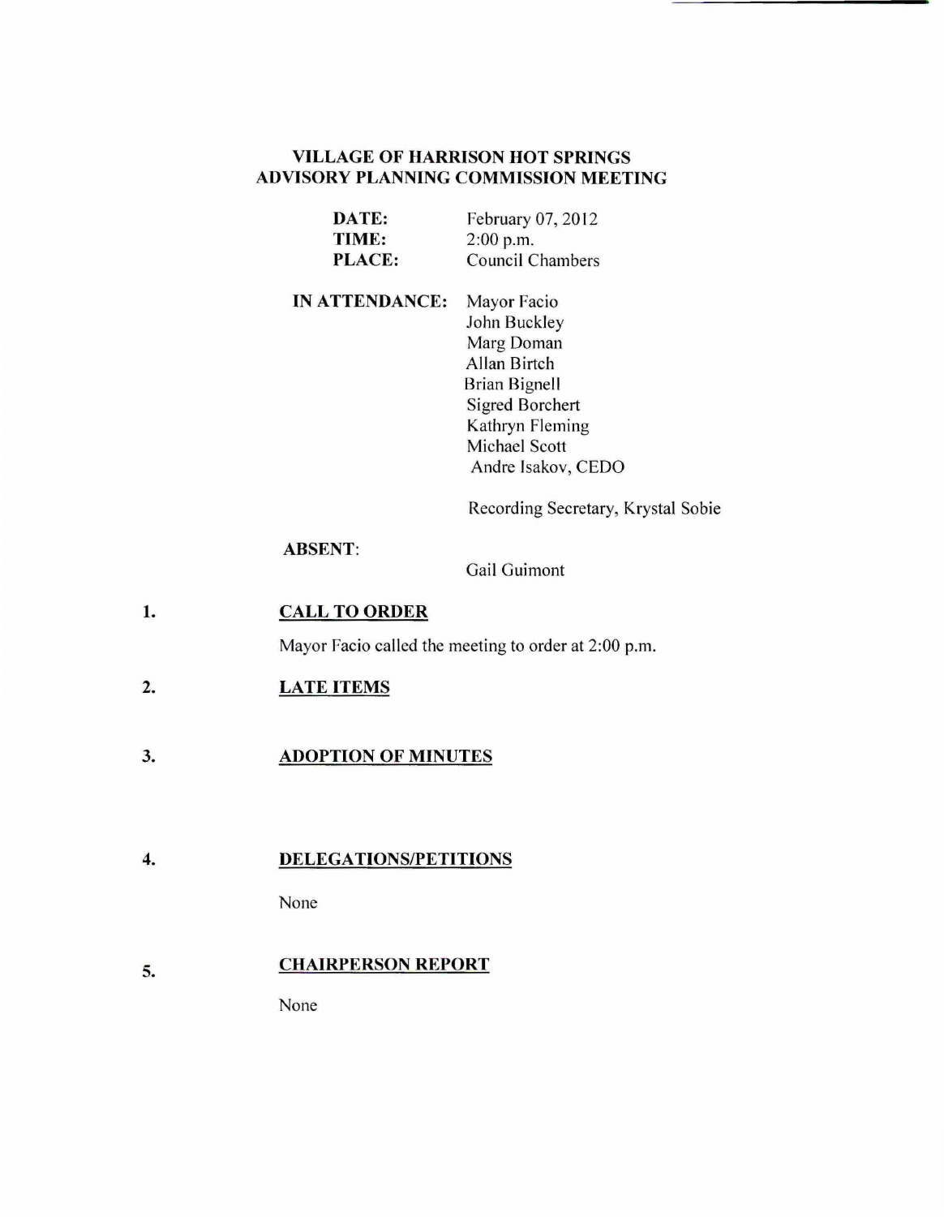# VILLAGE OF HARRISON HOT SPRINGS
## ADVISORY PLANNING COMMISSION MEETING

**DATE:** February 07, 2012
**TIME:** 2:00 p.m.
**PLACE:** Council Chambers

**IN ATTENDANCE:** Mayor Facio
John Buckley
Marg Doman
Allan Birtch
Brian Bignell
Sigred Borchert
Kathryn Fleming
Michael Scott
Andre Isakov, CEDO

Recording Secretary, Krystal Sobie

**ABSENT:**
Gail Guimont

1. **CALL TO ORDER**

   Mayor Facio called the meeting to order at 2:00 p.m.

2. **LATE ITEMS**

3. **ADOPTION OF MINUTES**

4. **DELEGATIONS/PETITIONS**

   None

5. **CHAIRPERSON REPORT**

   None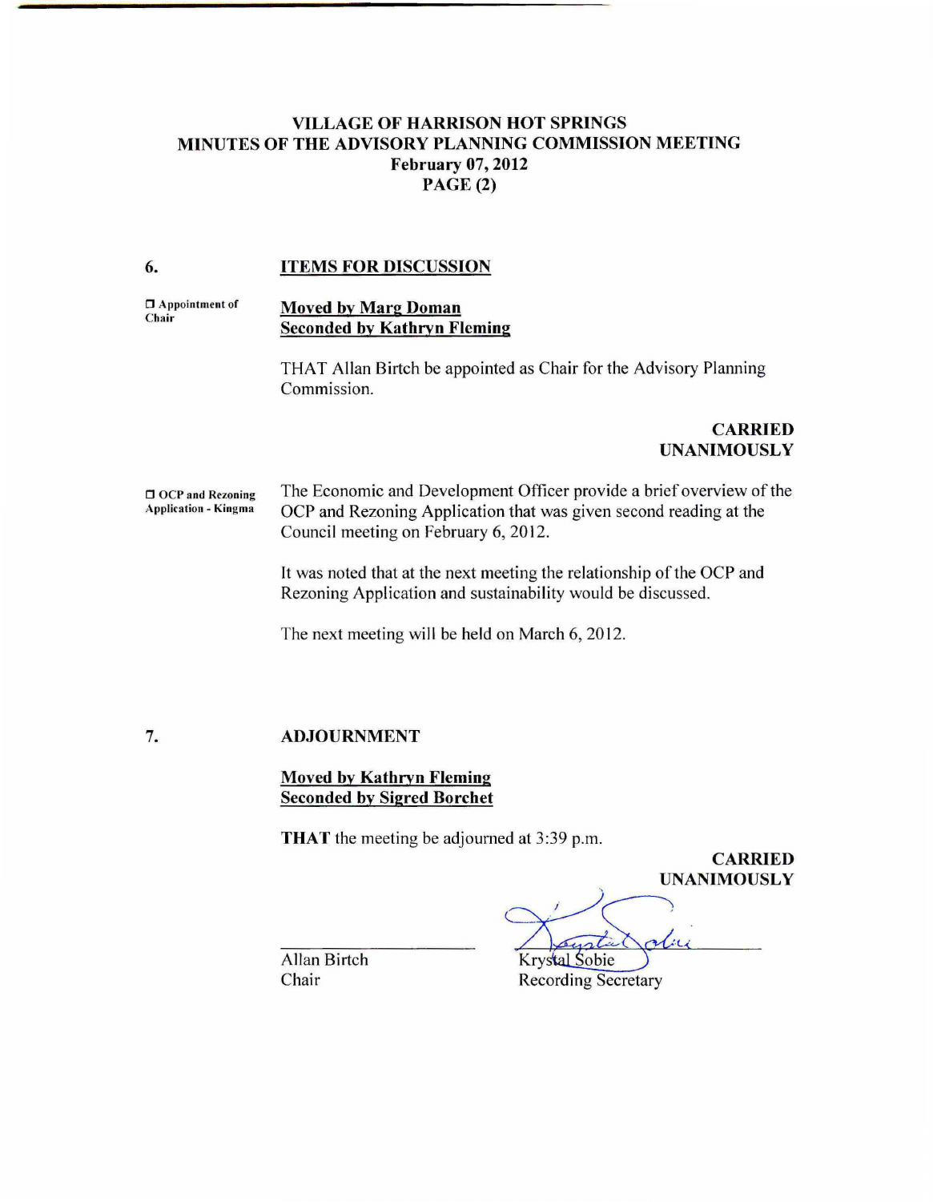**VILLAGE OF HARRISON HOT SPRINGS**
**MINUTES OF THE ADVISORY PLANNING COMMISSION MEETING**
**February 07, 2012**

## 6. ITEMS FOR DISCUSSION

☐ **Appointment of Chair**

**Moved by Marg Doman**
**Seconded by Kathryn Fleming**

THAT Allan Birtch be appointed as Chair for the Advisory Planning Commission.

**CARRIED UNANIMOUSLY**

☐ **OCP and Rezoning Application - Kingma**

The Economic and Development Officer provide a brief overview of the OCP and Rezoning Application that was given second reading at the Council meeting on February 6, 2012.

It was noted that at the next meeting the relationship of the OCP and Rezoning Application and sustainability would be discussed.

The next meeting will be held on March 6, 2012.

## 7. ADJOURNMENT

**Moved by Kathryn Fleming**
**Seconded by Sigred Borchet**

**THAT** the meeting be adjourned at 3:39 p.m.

**CARRIED UNANIMOUSLY**

Allan Birtch
Chair

Krystal Sobie
Recording Secretary